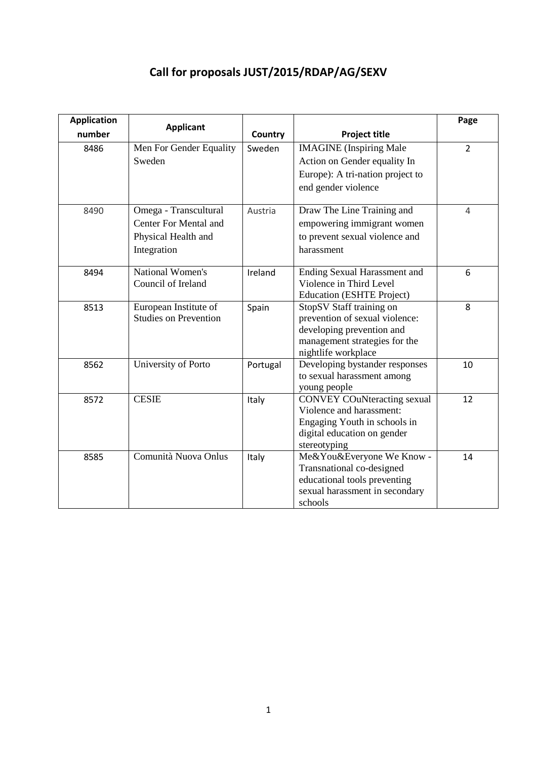# Call for proposals JUST/2015/RDAP/AG/SEXV

| Application number | Applicant | Country | Project title | Page |
|---|---|---|---|---|
| 8486 | Men For Gender Equality Sweden | Sweden | IMAGINE (Inspiring Male Action on Gender equality In Europe): A tri-nation project to end gender violence | 2 |
| 8490 | Omega - Transcultural Center For Mental and Physical Health and Integration | Austria | Draw The Line Training and empowering immigrant women to prevent sexual violence and harassment | 4 |
| 8494 | National Women's Council of Ireland | Ireland | Ending Sexual Harassment and Violence in Third Level Education (ESHTE Project) | 6 |
| 8513 | European Institute of Studies on Prevention | Spain | StopSV Staff training on prevention of sexual violence: developing prevention and management strategies for the nightlife workplace | 8 |
| 8562 | University of Porto | Portugal | Developing bystander responses to sexual harassment among young people | 10 |
| 8572 | CESIE | Italy | CONVEY COuNteracting sexual Violence and harassment: Engaging Youth in schools in digital education on gender stereotyping | 12 |
| 8585 | Comunità Nuova Onlus | Italy | Me&You&Everyone We Know - Transnational co-designed educational tools preventing sexual harassment in secondary schools | 14 |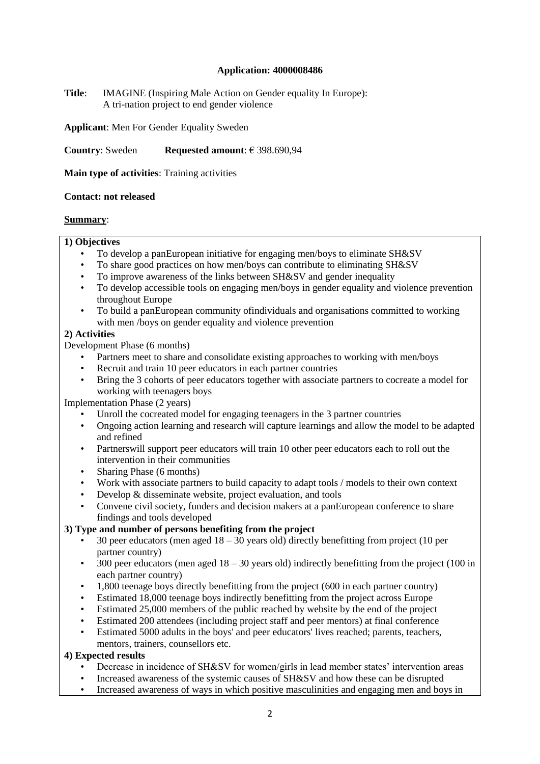**Application: 4000008486**

**Title**: IMAGINE (Inspiring Male Action on Gender equality In Europe): A tri-nation project to end gender violence

**Applicant**: Men For Gender Equality Sweden

**Country**: Sweden **Requested amount**: € 398.690,94

**Main type of activities**: Training activities

**Contact: not released**

**Summary**:

**1) Objectives**

- To develop a panEuropean initiative for engaging men/boys to eliminate SH&SV
- To share good practices on how men/boys can contribute to eliminating SH&SV
- To improve awareness of the links between SH&SV and gender inequality
- To develop accessible tools on engaging men/boys in gender equality and violence prevention throughout Europe
- To build a panEuropean community ofindividuals and organisations committed to working with men /boys on gender equality and violence prevention

**2) Activities**

Development Phase (6 months)

- Partners meet to share and consolidate existing approaches to working with men/boys
- Recruit and train 10 peer educators in each partner countries
- Bring the 3 cohorts of peer educators together with associate partners to cocreate a model for working with teenagers boys

Implementation Phase (2 years)

- Unroll the cocreated model for engaging teenagers in the 3 partner countries
- Ongoing action learning and research will capture learnings and allow the model to be adapted and refined
- Partnerswill support peer educators will train 10 other peer educators each to roll out the intervention in their communities
- Sharing Phase (6 months)
- Work with associate partners to build capacity to adapt tools / models to their own context
- Develop & disseminate website, project evaluation, and tools
- Convene civil society, funders and decision makers at a panEuropean conference to share findings and tools developed

**3) Type and number of persons benefiting from the project**

- 30 peer educators (men aged 18 – 30 years old) directly benefitting from project (10 per partner country)
- 300 peer educators (men aged 18 – 30 years old) indirectly benefitting from the project (100 in each partner country)
- 1,800 teenage boys directly benefitting from the project (600 in each partner country)
- Estimated 18,000 teenage boys indirectly benefitting from the project across Europe
- Estimated 25,000 members of the public reached by website by the end of the project
- Estimated 200 attendees (including project staff and peer mentors) at final conference
- Estimated 5000 adults in the boys' and peer educators' lives reached; parents, teachers, mentors, trainers, counsellors etc.

**4) Expected results**

- Decrease in incidence of SH&SV for women/girls in lead member states' intervention areas
- Increased awareness of the systemic causes of SH&SV and how these can be disrupted
- Increased awareness of ways in which positive masculinities and engaging men and boys in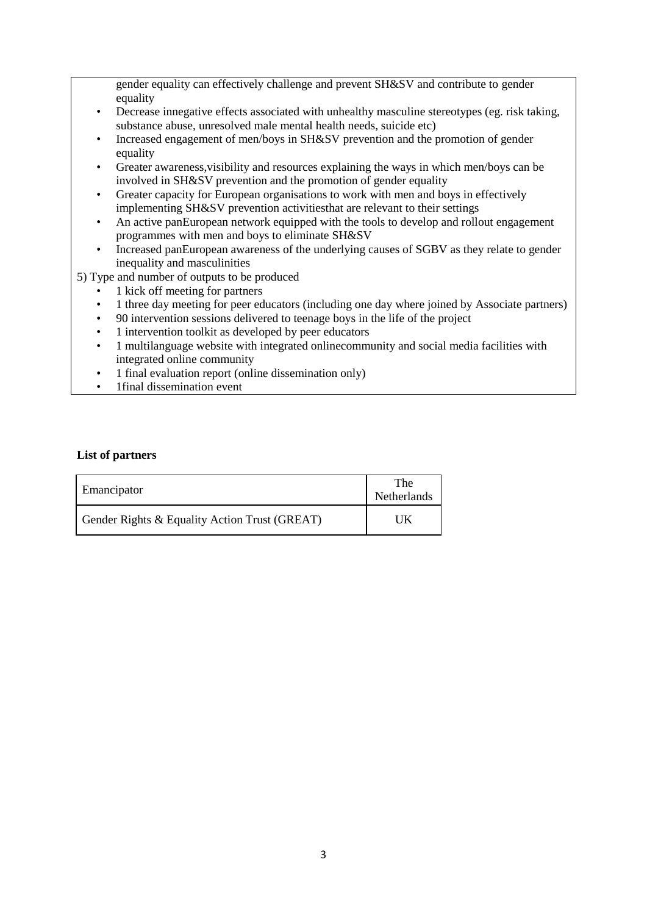gender equality can effectively challenge and prevent SH&SV and contribute to gender equality

- Decrease innegative effects associated with unhealthy masculine stereotypes (eg. risk taking, substance abuse, unresolved male mental health needs, suicide etc)
- Increased engagement of men/boys in SH&SV prevention and the promotion of gender equality
- Greater awareness,visibility and resources explaining the ways in which men/boys can be involved in SH&SV prevention and the promotion of gender equality
- Greater capacity for European organisations to work with men and boys in effectively implementing SH&SV prevention activitiesthat are relevant to their settings
- An active panEuropean network equipped with the tools to develop and rollout engagement programmes with men and boys to eliminate SH&SV
- Increased panEuropean awareness of the underlying causes of SGBV as they relate to gender inequality and masculinities

5) Type and number of outputs to be produced

- 1 kick off meeting for partners
- 1 three day meeting for peer educators (including one day where joined by Associate partners)
- 90 intervention sessions delivered to teenage boys in the life of the project
- 1 intervention toolkit as developed by peer educators
- 1 multilanguage website with integrated onlinecommunity and social media facilities with integrated online community
- 1 final evaluation report (online dissemination only)
- 1final dissemination event

**List of partners**

| Emancipator | The Netherlands |
|---|---|
| Gender Rights & Equality Action Trust (GREAT) | UK |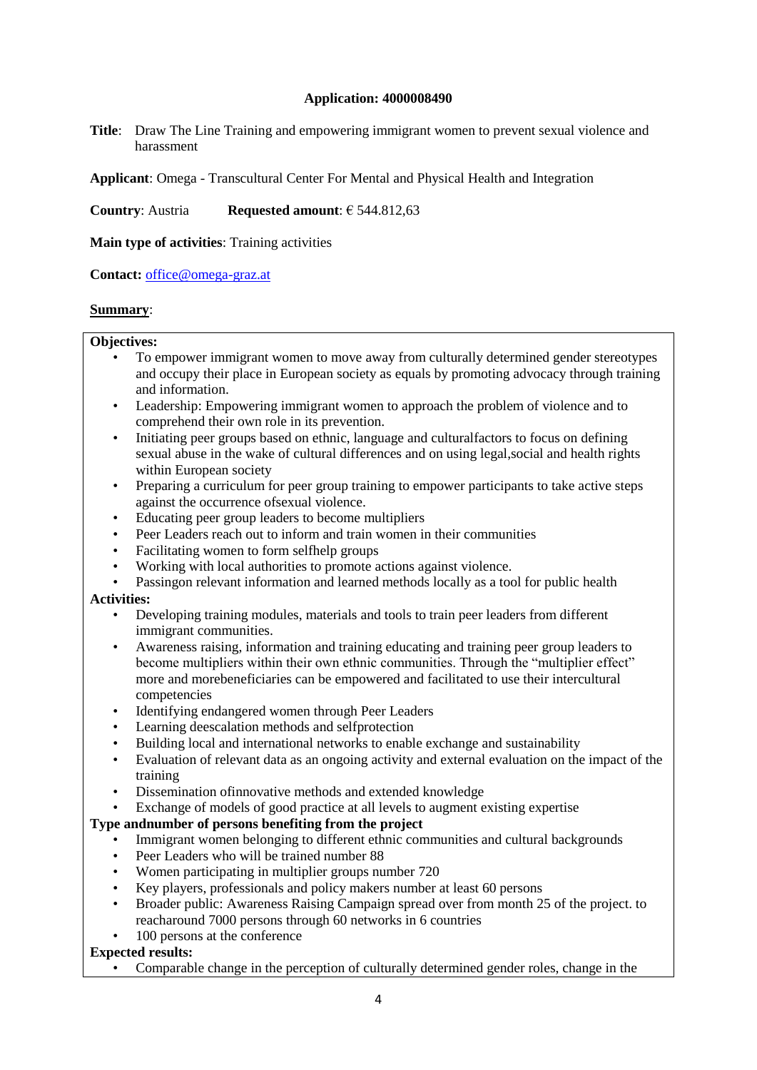**Application: 4000008490**

**Title**: Draw The Line Training and empowering immigrant women to prevent sexual violence and harassment

**Applicant**: Omega - Transcultural Center For Mental and Physical Health and Integration

**Country**: Austria **Requested amount**: € 544.812,63

**Main type of activities**: Training activities

**Contact:** office@omega-graz.at

**Summary**:

**Objectives:**

- To empower immigrant women to move away from culturally determined gender stereotypes and occupy their place in European society as equals by promoting advocacy through training and information.
- Leadership: Empowering immigrant women to approach the problem of violence and to comprehend their own role in its prevention.
- Initiating peer groups based on ethnic, language and culturalfactors to focus on defining sexual abuse in the wake of cultural differences and on using legal,social and health rights within European society
- Preparing a curriculum for peer group training to empower participants to take active steps against the occurrence ofsexual violence.
- Educating peer group leaders to become multipliers
- Peer Leaders reach out to inform and train women in their communities
- Facilitating women to form selfhelp groups
- Working with local authorities to promote actions against violence.
- Passingon relevant information and learned methods locally as a tool for public health

**Activities:**

- Developing training modules, materials and tools to train peer leaders from different immigrant communities.
- Awareness raising, information and training educating and training peer group leaders to become multipliers within their own ethnic communities. Through the "multiplier effect" more and morebeneficiaries can be empowered and facilitated to use their intercultural competencies
- Identifying endangered women through Peer Leaders
- Learning deescalation methods and selfprotection
- Building local and international networks to enable exchange and sustainability
- Evaluation of relevant data as an ongoing activity and external evaluation on the impact of the training
- Dissemination ofinnovative methods and extended knowledge
- Exchange of models of good practice at all levels to augment existing expertise

**Type andnumber of persons benefiting from the project**

- Immigrant women belonging to different ethnic communities and cultural backgrounds
- Peer Leaders who will be trained number 88
- Women participating in multiplier groups number 720
- Key players, professionals and policy makers number at least 60 persons
- Broader public: Awareness Raising Campaign spread over from month 25 of the project. to reacharound 7000 persons through 60 networks in 6 countries
- 100 persons at the conference

**Expected results:**

- Comparable change in the perception of culturally determined gender roles, change in the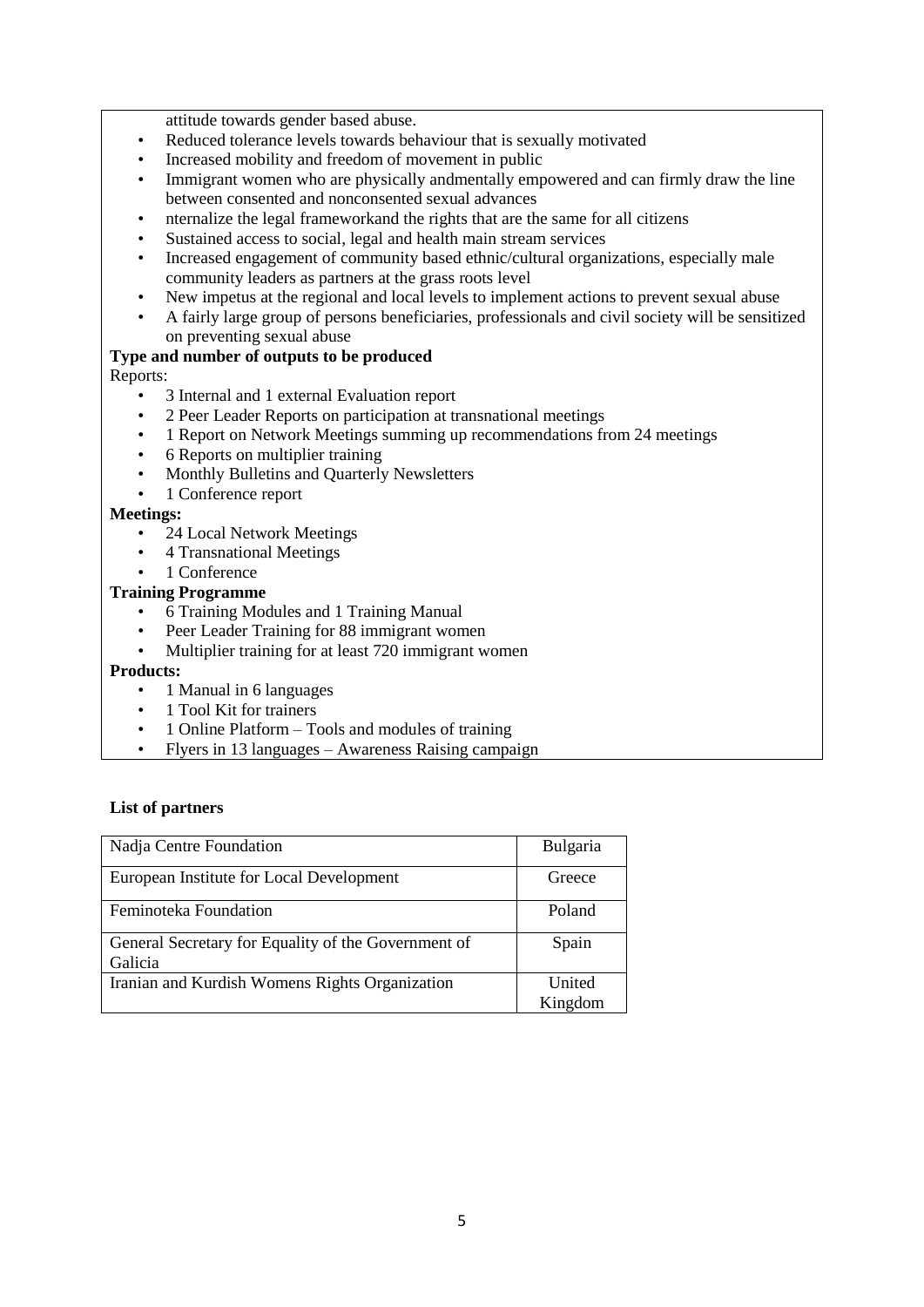attitude towards gender based abuse.

- Reduced tolerance levels towards behaviour that is sexually motivated
- Increased mobility and freedom of movement in public
- Immigrant women who are physically andmentally empowered and can firmly draw the line between consented and nonconsented sexual advances
- nternalize the legal frameworkand the rights that are the same for all citizens
- Sustained access to social, legal and health main stream services
- Increased engagement of community based ethnic/cultural organizations, especially male community leaders as partners at the grass roots level
- New impetus at the regional and local levels to implement actions to prevent sexual abuse
- A fairly large group of persons beneficiaries, professionals and civil society will be sensitized on preventing sexual abuse

**Type and number of outputs to be produced**

Reports:

- 3 Internal and 1 external Evaluation report
- 2 Peer Leader Reports on participation at transnational meetings
- 1 Report on Network Meetings summing up recommendations from 24 meetings
- 6 Reports on multiplier training
- Monthly Bulletins and Quarterly Newsletters
- 1 Conference report

**Meetings:**

- 24 Local Network Meetings
- 4 Transnational Meetings
- 1 Conference

**Training Programme**

- 6 Training Modules and 1 Training Manual
- Peer Leader Training for 88 immigrant women
- Multiplier training for at least 720 immigrant women

**Products:**

- 1 Manual in 6 languages
- 1 Tool Kit for trainers
- 1 Online Platform – Tools and modules of training
- Flyers in 13 languages – Awareness Raising campaign

**List of partners**

| | |
|---|---|
| Nadja Centre Foundation | Bulgaria |
| European Institute for Local Development | Greece |
| Feminoteka Foundation | Poland |
| General Secretary for Equality of the Government of Galicia | Spain |
| Iranian and Kurdish Womens Rights Organization | United Kingdom |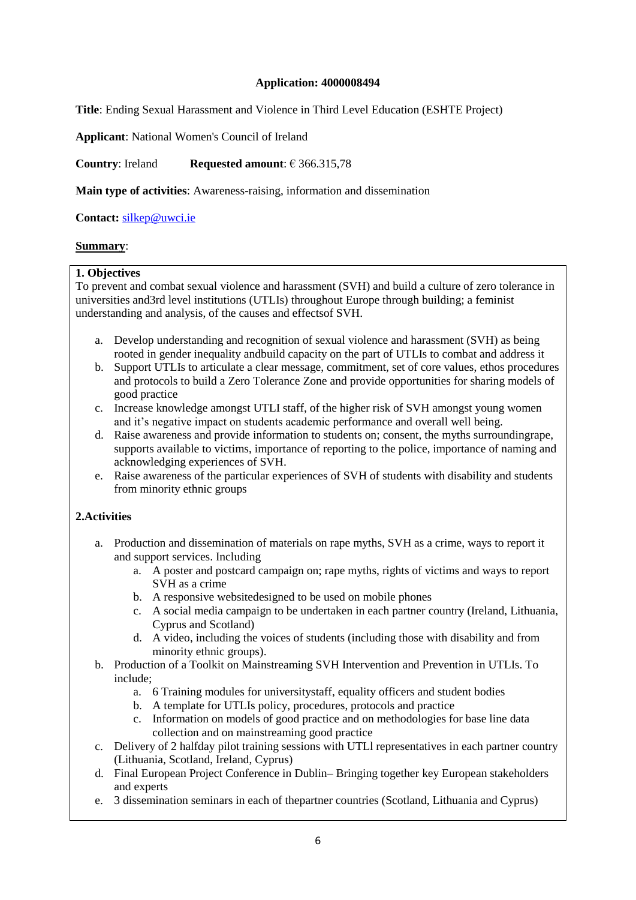**Application: 4000008494**

**Title**: Ending Sexual Harassment and Violence in Third Level Education (ESHTE Project)

**Applicant**: National Women's Council of Ireland

**Country**: Ireland **Requested amount**: € 366.315,78

**Main type of activities**: Awareness-raising, information and dissemination

**Contact:** silkep@uwci.ie

**Summary**:

**1. Objectives**

To prevent and combat sexual violence and harassment (SVH) and build a culture of zero tolerance in universities and3rd level institutions (UTLIs) throughout Europe through building; a feminist understanding and analysis, of the causes and effectsof SVH.

a. Develop understanding and recognition of sexual violence and harassment (SVH) as being rooted in gender inequality andbuild capacity on the part of UTLIs to combat and address it
b. Support UTLIs to articulate a clear message, commitment, set of core values, ethos procedures and protocols to build a Zero Tolerance Zone and provide opportunities for sharing models of good practice
c. Increase knowledge amongst UTLI staff, of the higher risk of SVH amongst young women and it's negative impact on students academic performance and overall well being.
d. Raise awareness and provide information to students on; consent, the myths surroundingrape, supports available to victims, importance of reporting to the police, importance of naming and acknowledging experiences of SVH.
e. Raise awareness of the particular experiences of SVH of students with disability and students from minority ethnic groups

**2.Activities**

a. Production and dissemination of materials on rape myths, SVH as a crime, ways to report it and support services. Including
   a. A poster and postcard campaign on; rape myths, rights of victims and ways to report SVH as a crime
   b. A responsive websitedesigned to be used on mobile phones
   c. A social media campaign to be undertaken in each partner country (Ireland, Lithuania, Cyprus and Scotland)
   d. A video, including the voices of students (including those with disability and from minority ethnic groups).
b. Production of a Toolkit on Mainstreaming SVH Intervention and Prevention in UTLIs. To include;
   a. 6 Training modules for universitystaff, equality officers and student bodies
   b. A template for UTLIs policy, procedures, protocols and practice
   c. Information on models of good practice and on methodologies for base line data collection and on mainstreaming good practice
c. Delivery of 2 halfday pilot training sessions with UTLl representatives in each partner country (Lithuania, Scotland, Ireland, Cyprus)
d. Final European Project Conference in Dublin– Bringing together key European stakeholders and experts
e. 3 dissemination seminars in each of thepartner countries (Scotland, Lithuania and Cyprus)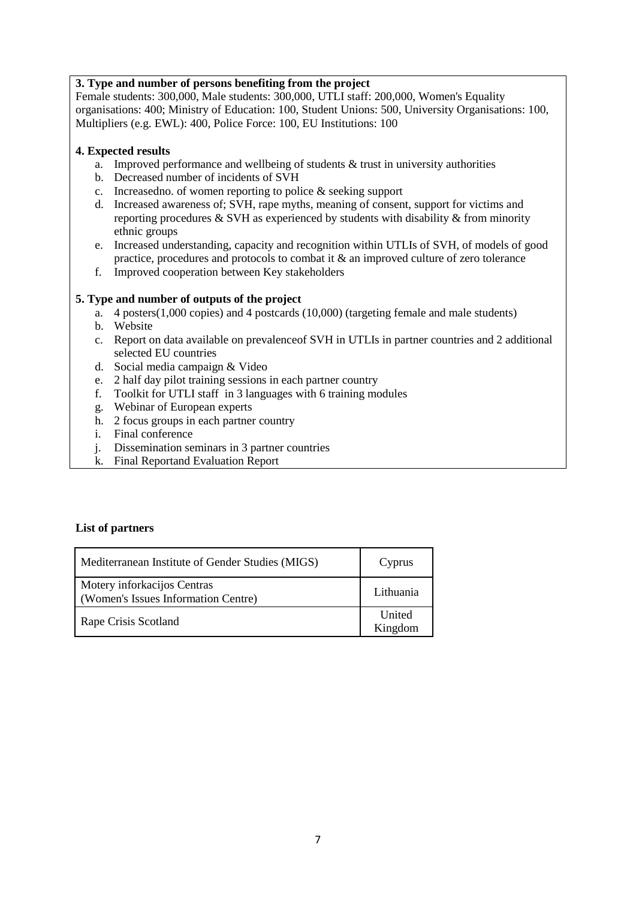**3. Type and number of persons benefiting from the project**

Female students: 300,000, Male students: 300,000, UTLI staff: 200,000, Women's Equality organisations: 400; Ministry of Education: 100, Student Unions: 500, University Organisations: 100, Multipliers (e.g. EWL): 400, Police Force: 100, EU Institutions: 100

**4. Expected results**

a. Improved performance and wellbeing of students & trust in university authorities
b. Decreased number of incidents of SVH
c. Increasedno. of women reporting to police & seeking support
d. Increased awareness of; SVH, rape myths, meaning of consent, support for victims and reporting procedures & SVH as experienced by students with disability & from minority ethnic groups
e. Increased understanding, capacity and recognition within UTLIs of SVH, of models of good practice, procedures and protocols to combat it & an improved culture of zero tolerance
f. Improved cooperation between Key stakeholders

**5. Type and number of outputs of the project**

a. 4 posters(1,000 copies) and 4 postcards (10,000) (targeting female and male students)
b. Website
c. Report on data available on prevalenceof SVH in UTLIs in partner countries and 2 additional selected EU countries
d. Social media campaign & Video
e. 2 half day pilot training sessions in each partner country
f. Toolkit for UTLI staff in 3 languages with 6 training modules
g. Webinar of European experts
h. 2 focus groups in each partner country
i. Final conference
j. Dissemination seminars in 3 partner countries
k. Final Reportand Evaluation Report

**List of partners**

| Mediterranean Institute of Gender Studies (MIGS) | Cyprus |
|---|---|
| Motery inforkacijos Centras (Women's Issues Information Centre) | Lithuania |
| Rape Crisis Scotland | United Kingdom |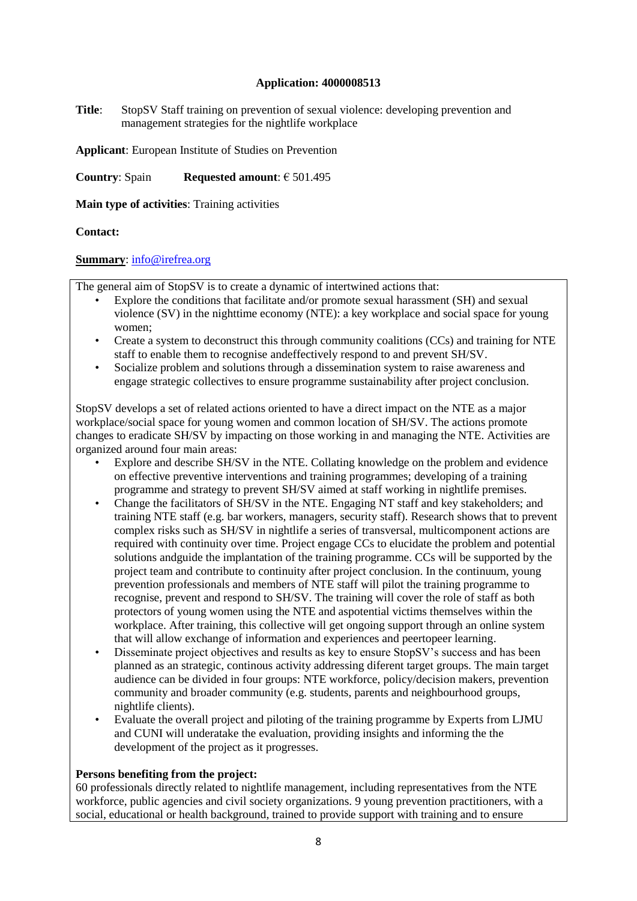**Application: 4000008513**

**Title**: StopSV Staff training on prevention of sexual violence: developing prevention and management strategies for the nightlife workplace

**Applicant**: European Institute of Studies on Prevention

**Country**: Spain **Requested amount**: € 501.495

**Main type of activities**: Training activities

**Contact:**

**Summary**: info@irefrea.org

The general aim of StopSV is to create a dynamic of intertwined actions that:

- Explore the conditions that facilitate and/or promote sexual harassment (SH) and sexual violence (SV) in the nighttime economy (NTE): a key workplace and social space for young women;
- Create a system to deconstruct this through community coalitions (CCs) and training for NTE staff to enable them to recognise andeffectively respond to and prevent SH/SV.
- Socialize problem and solutions through a dissemination system to raise awareness and engage strategic collectives to ensure programme sustainability after project conclusion.

StopSV develops a set of related actions oriented to have a direct impact on the NTE as a major workplace/social space for young women and common location of SH/SV. The actions promote changes to eradicate SH/SV by impacting on those working in and managing the NTE. Activities are organized around four main areas:

- Explore and describe SH/SV in the NTE. Collating knowledge on the problem and evidence on effective preventive interventions and training programmes; developing of a training programme and strategy to prevent SH/SV aimed at staff working in nightlife premises.
- Change the facilitators of SH/SV in the NTE. Engaging NT staff and key stakeholders; and training NTE staff (e.g. bar workers, managers, security staff). Research shows that to prevent complex risks such as SH/SV in nightlife a series of transversal, multicomponent actions are required with continuity over time. Project engage CCs to elucidate the problem and potential solutions andguide the implantation of the training programme. CCs will be supported by the project team and contribute to continuity after project conclusion. In the continuum, young prevention professionals and members of NTE staff will pilot the training programme to recognise, prevent and respond to SH/SV. The training will cover the role of staff as both protectors of young women using the NTE and aspotential victims themselves within the workplace. After training, this collective will get ongoing support through an online system that will allow exchange of information and experiences and peertopeer learning.
- Disseminate project objectives and results as key to ensure StopSV's success and has been planned as an strategic, continous activity addressing diferent target groups. The main target audience can be divided in four groups: NTE workforce, policy/decision makers, prevention community and broader community (e.g. students, parents and neighbourhood groups, nightlife clients).
- Evaluate the overall project and piloting of the training programme by Experts from LJMU and CUNI will underatake the evaluation, providing insights and informing the the development of the project as it progresses.

**Persons benefiting from the project:**

60 professionals directly related to nightlife management, including representatives from the NTE workforce, public agencies and civil society organizations. 9 young prevention practitioners, with a social, educational or health background, trained to provide support with training and to ensure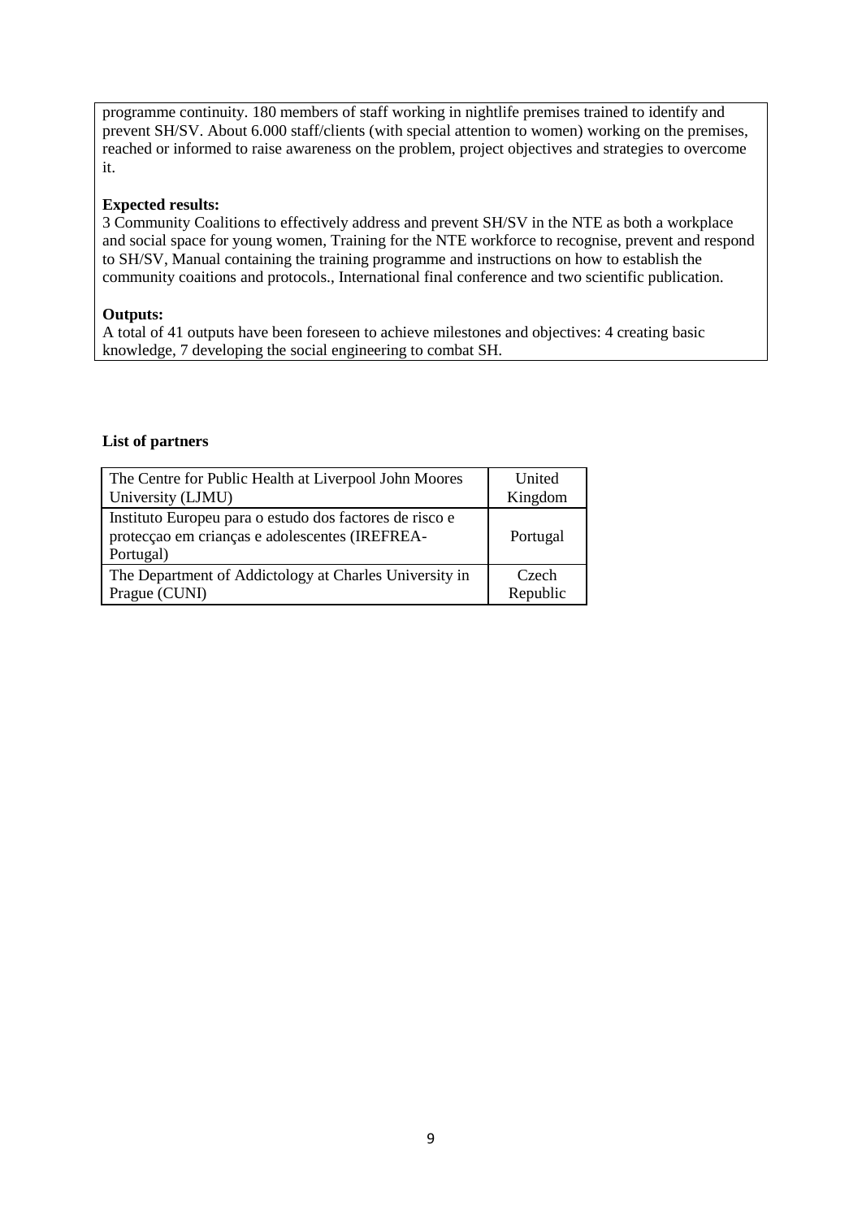programme continuity. 180 members of staff working in nightlife premises trained to identify and prevent SH/SV. About 6.000 staff/clients (with special attention to women) working on the premises, reached or informed to raise awareness on the problem, project objectives and strategies to overcome it.

**Expected results:**
3 Community Coalitions to effectively address and prevent SH/SV in the NTE as both a workplace and social space for young women, Training for the NTE workforce to recognise, prevent and respond to SH/SV, Manual containing the training programme and instructions on how to establish the community coaitions and protocols., International final conference and two scientific publication.

**Outputs:**
A total of 41 outputs have been foreseen to achieve milestones and objectives: 4 creating basic knowledge, 7 developing the social engineering to combat SH.

**List of partners**

| Partner | Country |
|---|---|
| The Centre for Public Health at Liverpool John Moores University (LJMU) | United Kingdom |
| Instituto Europeu para o estudo dos factores de risco e protecçao em crianças e adolescentes (IREFREA-Portugal) | Portugal |
| The Department of Addictology at Charles University in Prague (CUNI) | Czech Republic |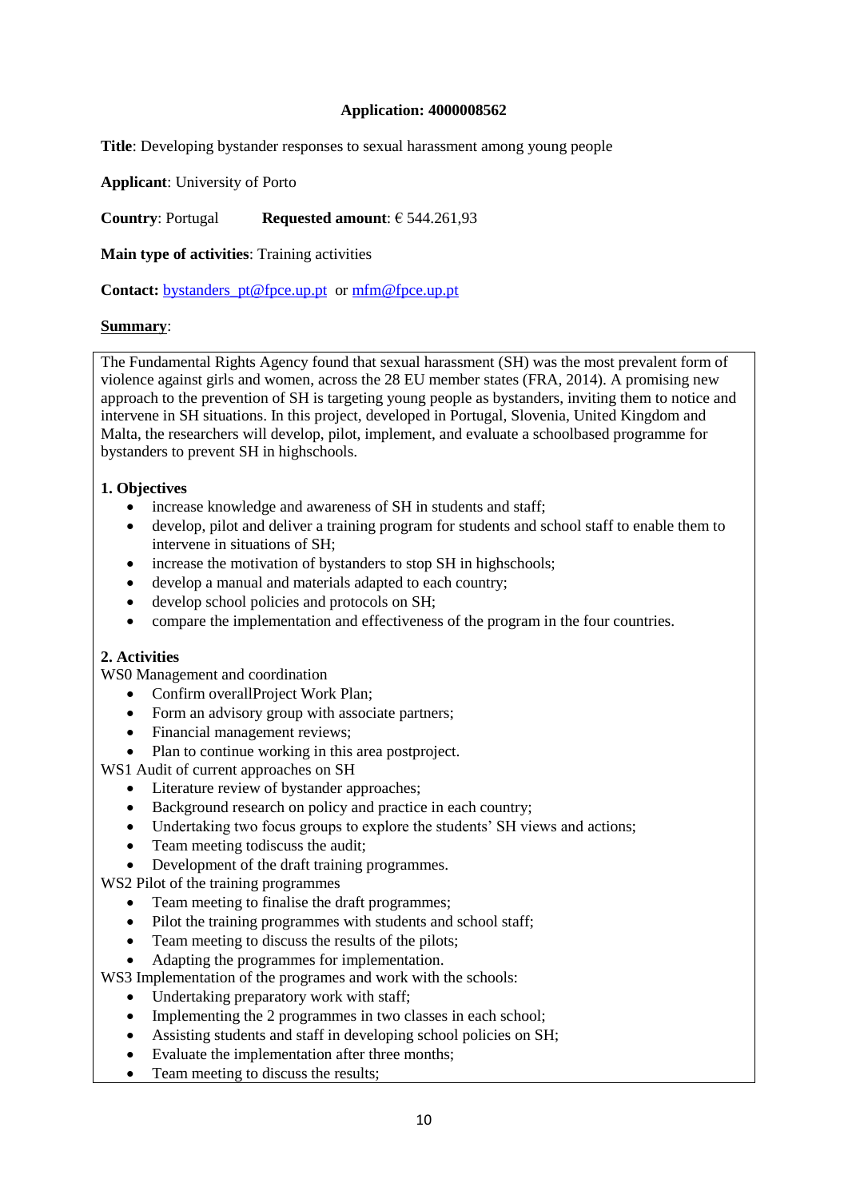**Application: 4000008562**

**Title**: Developing bystander responses to sexual harassment among young people

**Applicant**: University of Porto

**Country**: Portugal **Requested amount**: € 544.261,93

**Main type of activities**: Training activities

**Contact:** bystanders_pt@fpce.up.pt or mfm@fpce.up.pt

**Summary**:

The Fundamental Rights Agency found that sexual harassment (SH) was the most prevalent form of violence against girls and women, across the 28 EU member states (FRA, 2014). A promising new approach to the prevention of SH is targeting young people as bystanders, inviting them to notice and intervene in SH situations. In this project, developed in Portugal, Slovenia, United Kingdom and Malta, the researchers will develop, pilot, implement, and evaluate a schoolbased programme for bystanders to prevent SH in highschools.

**1. Objectives**

- increase knowledge and awareness of SH in students and staff;
- develop, pilot and deliver a training program for students and school staff to enable them to intervene in situations of SH;
- increase the motivation of bystanders to stop SH in highschools;
- develop a manual and materials adapted to each country;
- develop school policies and protocols on SH;
- compare the implementation and effectiveness of the program in the four countries.

**2. Activities**

WS0 Management and coordination

- Confirm overallProject Work Plan;
- Form an advisory group with associate partners;
- Financial management reviews;
- Plan to continue working in this area postproject.

WS1 Audit of current approaches on SH

- Literature review of bystander approaches;
- Background research on policy and practice in each country;
- Undertaking two focus groups to explore the students' SH views and actions;
- Team meeting todiscuss the audit;
- Development of the draft training programmes.

WS2 Pilot of the training programmes

- Team meeting to finalise the draft programmes;
- Pilot the training programmes with students and school staff;
- Team meeting to discuss the results of the pilots;
- Adapting the programmes for implementation.

WS3 Implementation of the programes and work with the schools:

- Undertaking preparatory work with staff;
- Implementing the 2 programmes in two classes in each school;
- Assisting students and staff in developing school policies on SH;
- Evaluate the implementation after three months;
- Team meeting to discuss the results;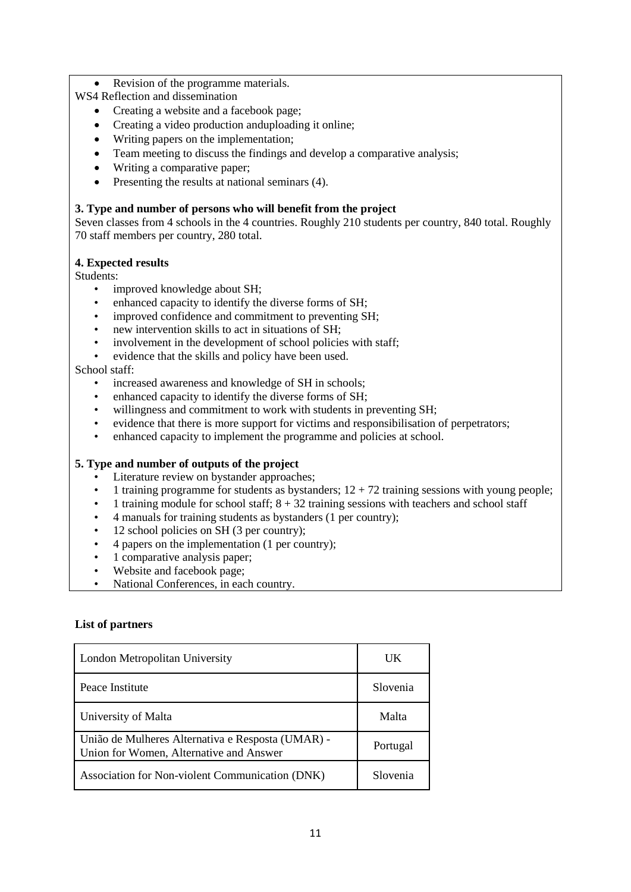- Revision of the programme materials.

WS4 Reflection and dissemination

- Creating a website and a facebook page;
- Creating a video production anduploading it online;
- Writing papers on the implementation;
- Team meeting to discuss the findings and develop a comparative analysis;
- Writing a comparative paper;
- Presenting the results at national seminars (4).

**3. Type and number of persons who will benefit from the project**

Seven classes from 4 schools in the 4 countries. Roughly 210 students per country, 840 total. Roughly 70 staff members per country, 280 total.

**4. Expected results**

Students:

- improved knowledge about SH;
- enhanced capacity to identify the diverse forms of SH;
- improved confidence and commitment to preventing SH;
- new intervention skills to act in situations of SH;
- involvement in the development of school policies with staff;
- evidence that the skills and policy have been used.

School staff:

- increased awareness and knowledge of SH in schools;
- enhanced capacity to identify the diverse forms of SH;
- willingness and commitment to work with students in preventing SH;
- evidence that there is more support for victims and responsibilisation of perpetrators;
- enhanced capacity to implement the programme and policies at school.

**5. Type and number of outputs of the project**

- Literature review on bystander approaches;
- 1 training programme for students as bystanders; 12 + 72 training sessions with young people;
- 1 training module for school staff; 8 + 32 training sessions with teachers and school staff
- 4 manuals for training students as bystanders (1 per country);
- 12 school policies on SH (3 per country);
- 4 papers on the implementation (1 per country);
- 1 comparative analysis paper;
- Website and facebook page;
- National Conferences, in each country.

**List of partners**

| | |
|---|---|
| London Metropolitan University | UK |
| Peace Institute | Slovenia |
| University of Malta | Malta |
| União de Mulheres Alternativa e Resposta (UMAR) - Union for Women, Alternative and Answer | Portugal |
| Association for Non-violent Communication (DNK) | Slovenia |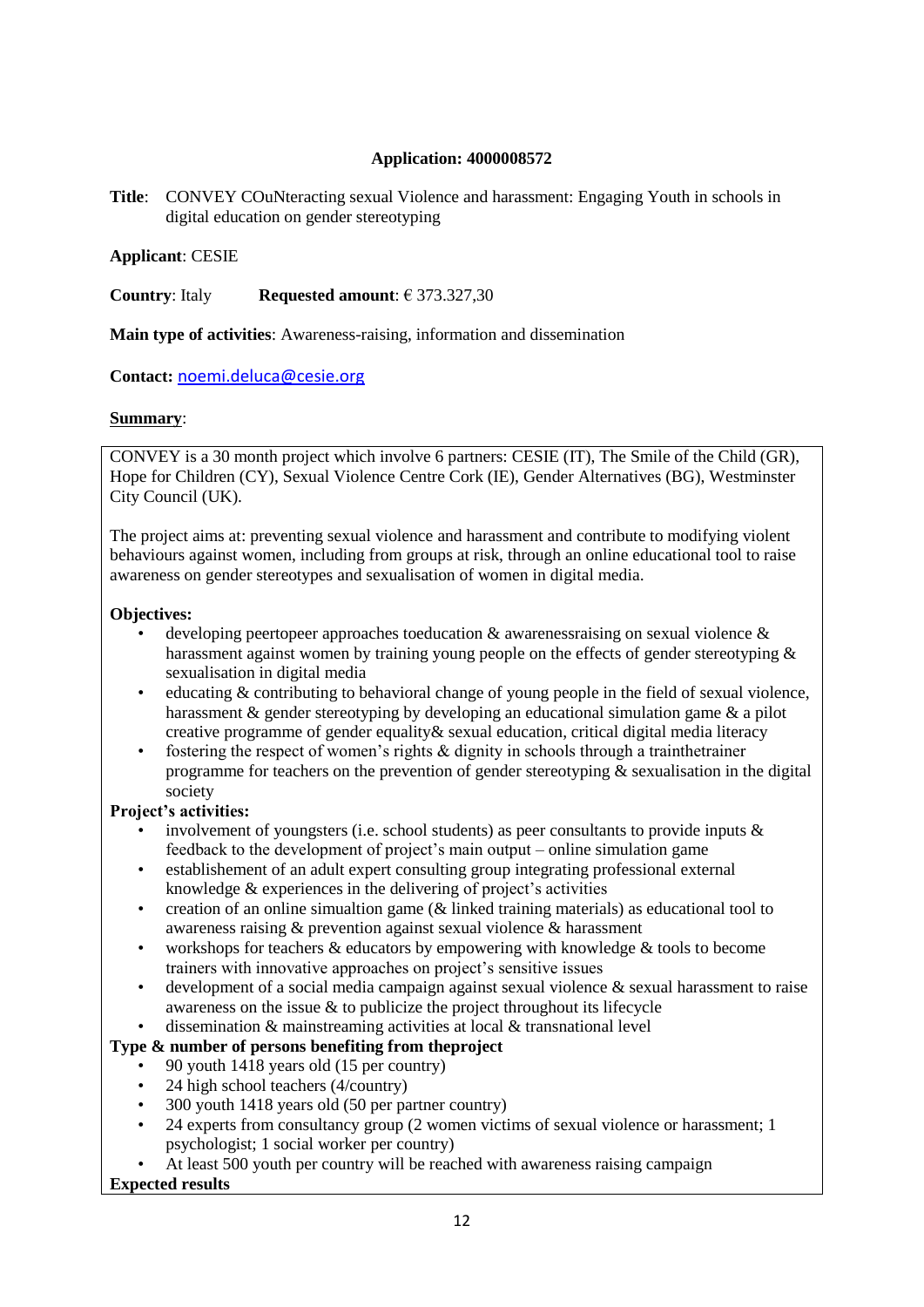**Application: 4000008572**

**Title**: CONVEY COuNteracting sexual Violence and harassment: Engaging Youth in schools in digital education on gender stereotyping

**Applicant**: CESIE

**Country**: Italy **Requested amount**: € 373.327,30

**Main type of activities**: Awareness-raising, information and dissemination

**Contact:** noemi.deluca@cesie.org

**Summary**:

CONVEY is a 30 month project which involve 6 partners: CESIE (IT), The Smile of the Child (GR), Hope for Children (CY), Sexual Violence Centre Cork (IE), Gender Alternatives (BG), Westminster City Council (UK).

The project aims at: preventing sexual violence and harassment and contribute to modifying violent behaviours against women, including from groups at risk, through an online educational tool to raise awareness on gender stereotypes and sexualisation of women in digital media.

**Objectives:**

- developing peertopeer approaches toeducation & awarenessraising on sexual violence & harassment against women by training young people on the effects of gender stereotyping & sexualisation in digital media
- educating & contributing to behavioral change of young people in the field of sexual violence, harassment & gender stereotyping by developing an educational simulation game & a pilot creative programme of gender equality& sexual education, critical digital media literacy
- fostering the respect of women's rights & dignity in schools through a trainthetrainer programme for teachers on the prevention of gender stereotyping & sexualisation in the digital society

**Project's activities:**

- involvement of youngsters (i.e. school students) as peer consultants to provide inputs & feedback to the development of project's main output – online simulation game
- establishement of an adult expert consulting group integrating professional external knowledge & experiences in the delivering of project's activities
- creation of an online simualtion game (& linked training materials) as educational tool to awareness raising & prevention against sexual violence & harassment
- workshops for teachers & educators by empowering with knowledge & tools to become trainers with innovative approaches on project's sensitive issues
- development of a social media campaign against sexual violence & sexual harassment to raise awareness on the issue & to publicize the project throughout its lifecycle
- dissemination & mainstreaming activities at local & transnational level

**Type & number of persons benefiting from theproject**

- 90 youth 1418 years old (15 per country)
- 24 high school teachers (4/country)
- 300 youth 1418 years old (50 per partner country)
- 24 experts from consultancy group (2 women victims of sexual violence or harassment; 1 psychologist; 1 social worker per country)
- At least 500 youth per country will be reached with awareness raising campaign

**Expected results**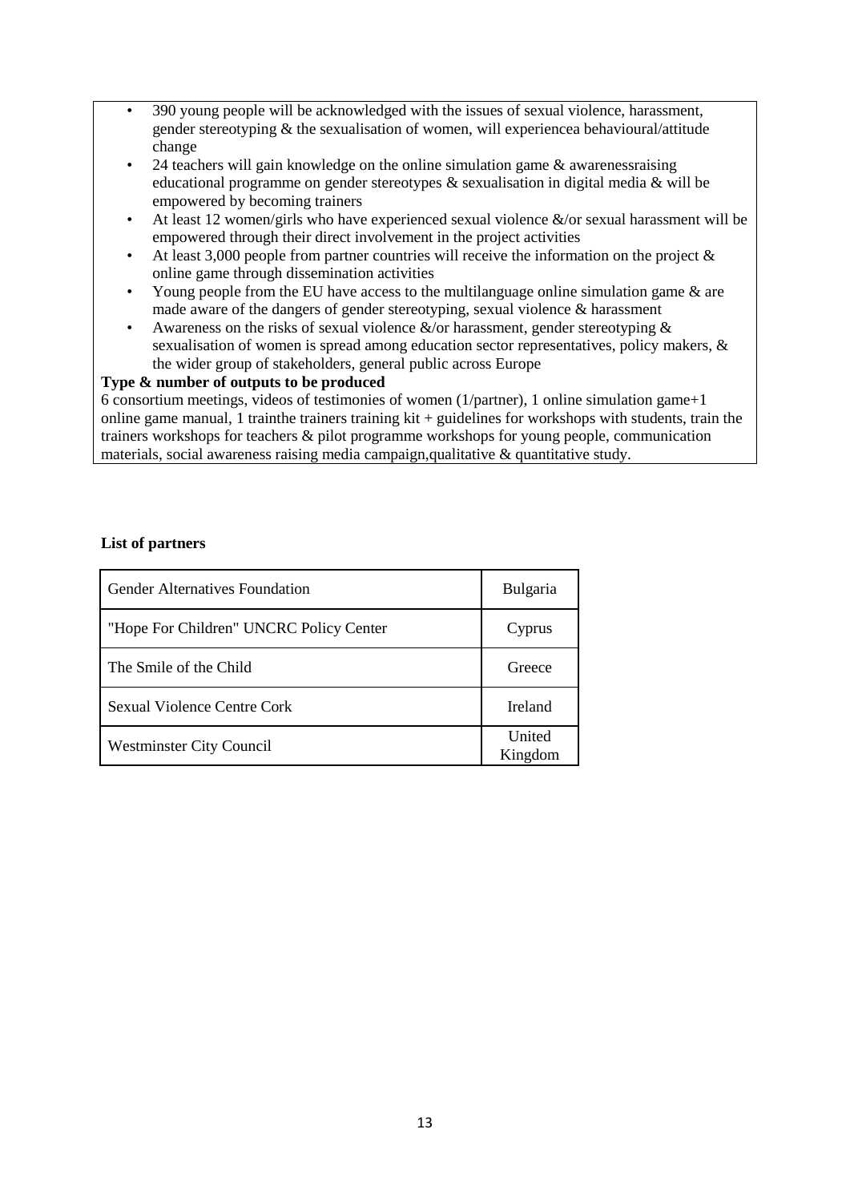- 390 young people will be acknowledged with the issues of sexual violence, harassment, gender stereotyping & the sexualisation of women, will experiencea behavioural/attitude change
- 24 teachers will gain knowledge on the online simulation game & awarenessraising educational programme on gender stereotypes & sexualisation in digital media & will be empowered by becoming trainers
- At least 12 women/girls who have experienced sexual violence &/or sexual harassment will be empowered through their direct involvement in the project activities
- At least 3,000 people from partner countries will receive the information on the project & online game through dissemination activities
- Young people from the EU have access to the multilanguage online simulation game & are made aware of the dangers of gender stereotyping, sexual violence & harassment
- Awareness on the risks of sexual violence &/or harassment, gender stereotyping & sexualisation of women is spread among education sector representatives, policy makers, & the wider group of stakeholders, general public across Europe

**Type & number of outputs to be produced**

6 consortium meetings, videos of testimonies of women (1/partner), 1 online simulation game+1 online game manual, 1 trainthe trainers training kit + guidelines for workshops with students, train the trainers workshops for teachers & pilot programme workshops for young people, communication materials, social awareness raising media campaign,qualitative & quantitative study.

**List of partners**

| | |
|---|---|
| Gender Alternatives Foundation | Bulgaria |
| "Hope For Children" UNCRC Policy Center | Cyprus |
| The Smile of the Child | Greece |
| Sexual Violence Centre Cork | Ireland |
| Westminster City Council | United Kingdom |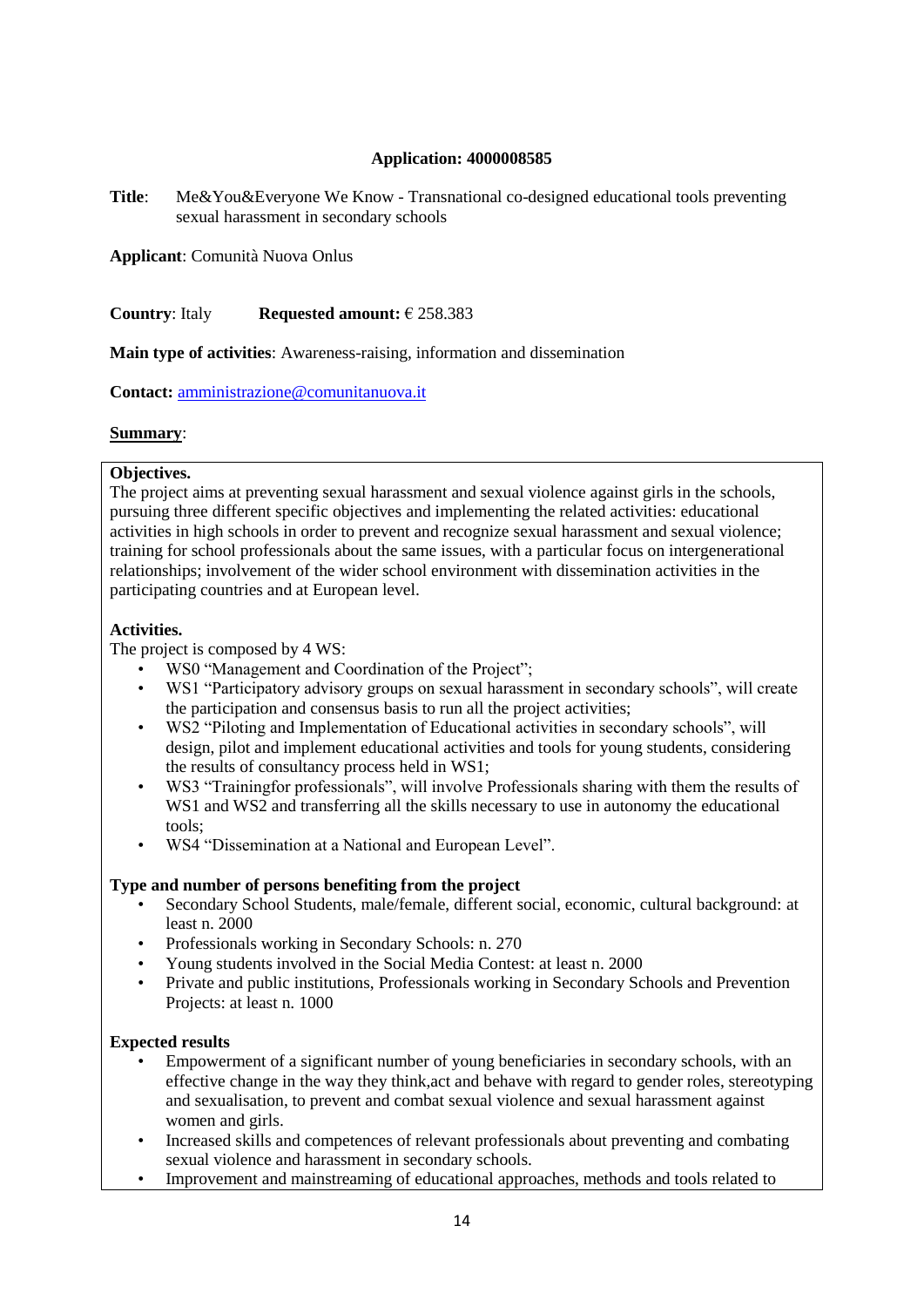**Application: 4000008585**

**Title**: Me&You&Everyone We Know - Transnational co-designed educational tools preventing sexual harassment in secondary schools

**Applicant**: Comunità Nuova Onlus

**Country**: Italy **Requested amount:** € 258.383

**Main type of activities**: Awareness-raising, information and dissemination

**Contact:** amministrazione@comunitanuova.it

**Summary**:

**Objectives.**
The project aims at preventing sexual harassment and sexual violence against girls in the schools, pursuing three different specific objectives and implementing the related activities: educational activities in high schools in order to prevent and recognize sexual harassment and sexual violence; training for school professionals about the same issues, with a particular focus on intergenerational relationships; involvement of the wider school environment with dissemination activities in the participating countries and at European level.

**Activities.**
The project is composed by 4 WS:

- WS0 "Management and Coordination of the Project";
- WS1 "Participatory advisory groups on sexual harassment in secondary schools", will create the participation and consensus basis to run all the project activities;
- WS2 "Piloting and Implementation of Educational activities in secondary schools", will design, pilot and implement educational activities and tools for young students, considering the results of consultancy process held in WS1;
- WS3 "Trainingfor professionals", will involve Professionals sharing with them the results of WS1 and WS2 and transferring all the skills necessary to use in autonomy the educational tools;
- WS4 "Dissemination at a National and European Level".

**Type and number of persons benefiting from the project**

- Secondary School Students, male/female, different social, economic, cultural background: at least n. 2000
- Professionals working in Secondary Schools: n. 270
- Young students involved in the Social Media Contest: at least n. 2000
- Private and public institutions, Professionals working in Secondary Schools and Prevention Projects: at least n. 1000

**Expected results**

- Empowerment of a significant number of young beneficiaries in secondary schools, with an effective change in the way they think,act and behave with regard to gender roles, stereotyping and sexualisation, to prevent and combat sexual violence and sexual harassment against women and girls.
- Increased skills and competences of relevant professionals about preventing and combating sexual violence and harassment in secondary schools.
- Improvement and mainstreaming of educational approaches, methods and tools related to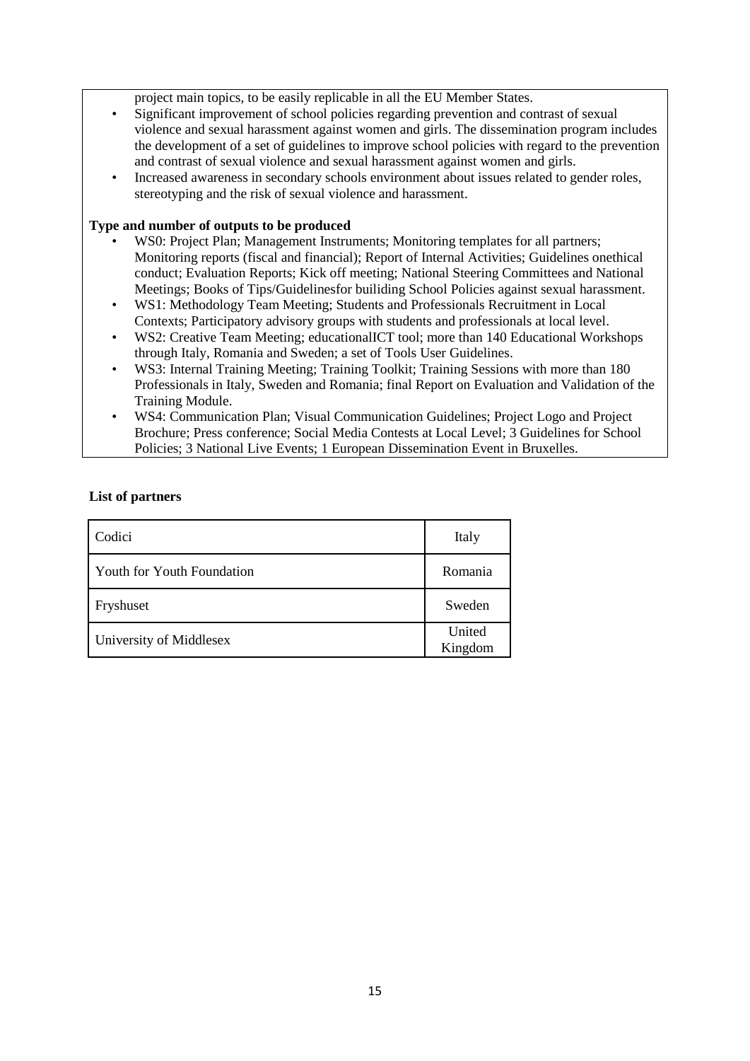project main topics, to be easily replicable in all the EU Member States.

- Significant improvement of school policies regarding prevention and contrast of sexual violence and sexual harassment against women and girls. The dissemination program includes the development of a set of guidelines to improve school policies with regard to the prevention and contrast of sexual violence and sexual harassment against women and girls.
- Increased awareness in secondary schools environment about issues related to gender roles, stereotyping and the risk of sexual violence and harassment.

**Type and number of outputs to be produced**

- WS0: Project Plan; Management Instruments; Monitoring templates for all partners; Monitoring reports (fiscal and financial); Report of Internal Activities; Guidelines onethical conduct; Evaluation Reports; Kick off meeting; National Steering Committees and National Meetings; Books of Tips/Guidelinesfor builiding School Policies against sexual harassment.
- WS1: Methodology Team Meeting; Students and Professionals Recruitment in Local Contexts; Participatory advisory groups with students and professionals at local level.
- WS2: Creative Team Meeting; educationalICT tool; more than 140 Educational Workshops through Italy, Romania and Sweden; a set of Tools User Guidelines.
- WS3: Internal Training Meeting; Training Toolkit; Training Sessions with more than 180 Professionals in Italy, Sweden and Romania; final Report on Evaluation and Validation of the Training Module.
- WS4: Communication Plan; Visual Communication Guidelines; Project Logo and Project Brochure; Press conference; Social Media Contests at Local Level; 3 Guidelines for School Policies; 3 National Live Events; 1 European Dissemination Event in Bruxelles.

**List of partners**

| | |
|---|---|
| Codici | Italy |
| Youth for Youth Foundation | Romania |
| Fryshuset | Sweden |
| University of Middlesex | United Kingdom |